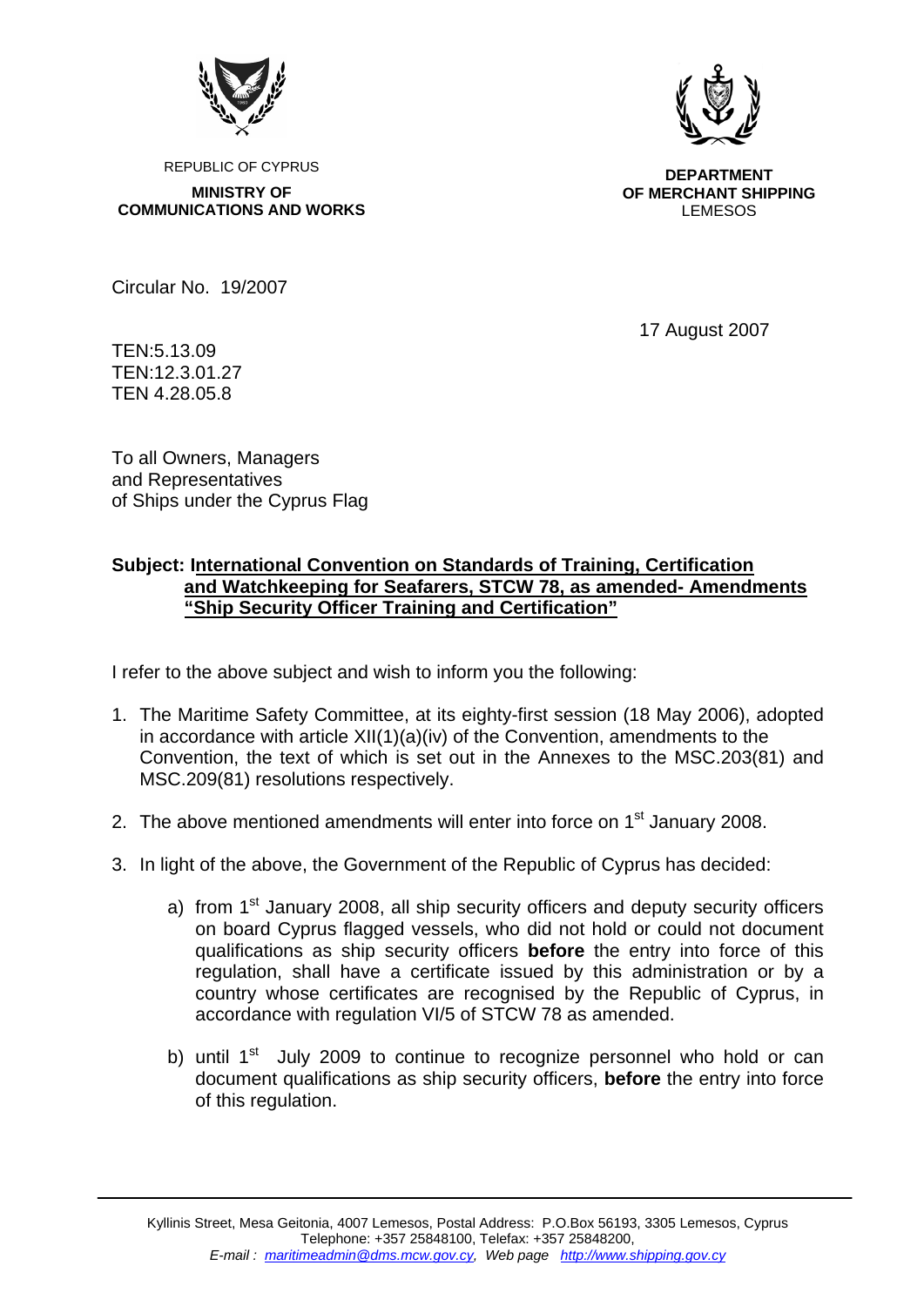REPUBLIC OF CYPRUS

**MINISTRY OF COMMUNICATIONS AND WORKS**

**DEPARTMENT OF MERCHANT SHIPPING**
LEMESOS

Circular No. 19/2007

17 August 2007

TEN:5.13.09
TEN:12.3.01.27
TEN 4.28.05.8

To all Owners, Managers
and Representatives
of Ships under the Cyprus Flag

**Subject: International Convention on Standards of Training, Certification and Watchkeeping for Seafarers, STCW 78, as amended- Amendments "Ship Security Officer Training and Certification"**

I refer to the above subject and wish to inform you the following:

1. The Maritime Safety Committee, at its eighty-first session (18 May 2006), adopted in accordance with article XII(1)(a)(iv) of the Convention, amendments to the Convention, the text of which is set out in the Annexes to the MSC.203(81) and MSC.209(81) resolutions respectively.

2. The above mentioned amendments will enter into force on 1st January 2008.

3. In light of the above, the Government of the Republic of Cyprus has decided:

   a) from 1st January 2008, all ship security officers and deputy security officers on board Cyprus flagged vessels, who did not hold or could not document qualifications as ship security officers **before** the entry into force of this regulation, shall have a certificate issued by this administration or by a country whose certificates are recognised by the Republic of Cyprus, in accordance with regulation VI/5 of STCW 78 as amended.

   b) until 1st July 2009 to continue to recognize personnel who hold or can document qualifications as ship security officers, **before** the entry into force of this regulation.

Kyllinis Street, Mesa Geitonia, 4007 Lemesos, Postal Address: P.O.Box 56193, 3305 Lemesos, Cyprus
Telephone: +357 25848100, Telefax: +357 25848200,
*E-mail : maritimeadmin@dms.mcw.gov.cy, Web page http://www.shipping.gov.cy*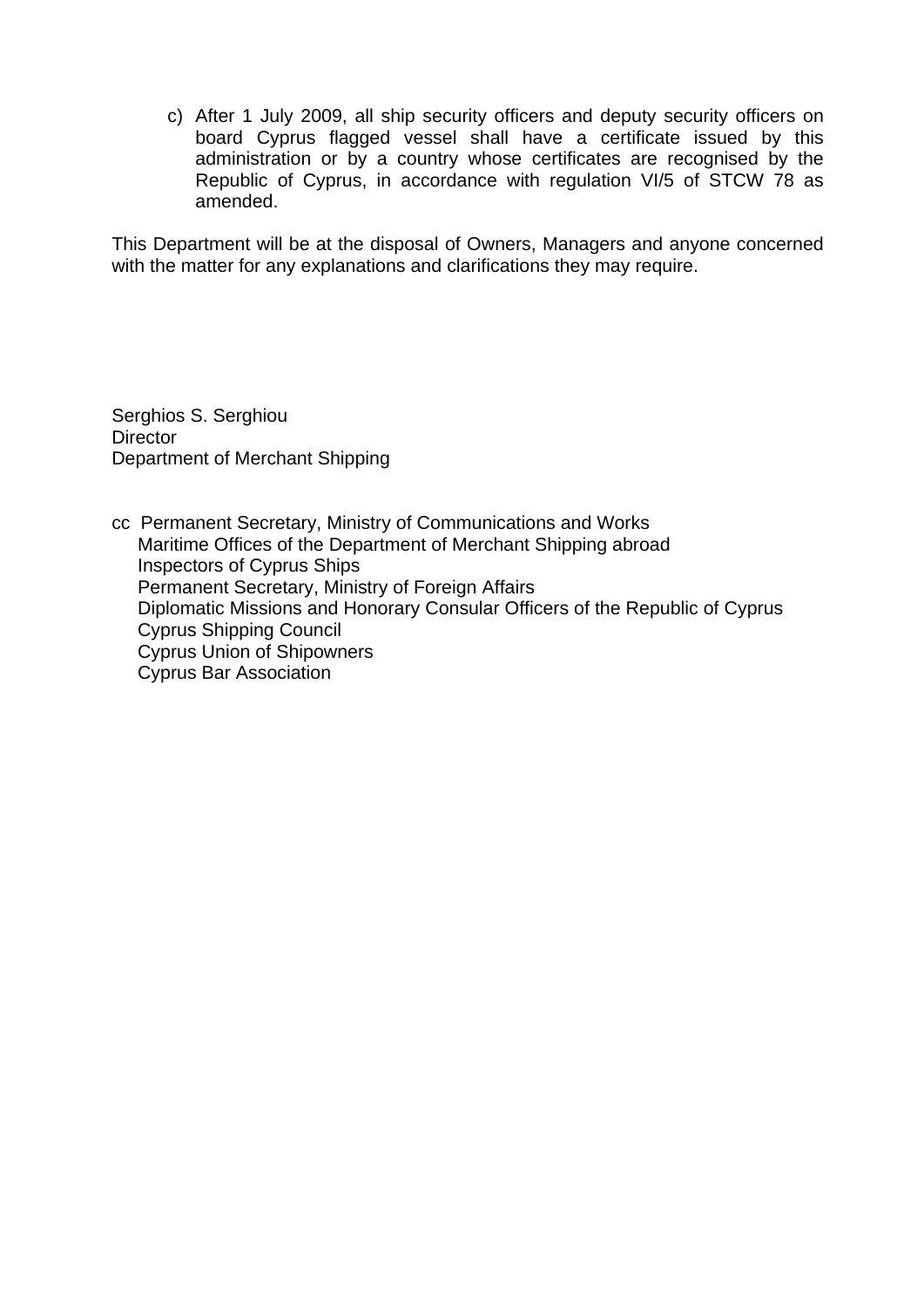c) After 1 July 2009, all ship security officers and deputy security officers on board Cyprus flagged vessel shall have a certificate issued by this administration or by a country whose certificates are recognised by the Republic of Cyprus, in accordance with regulation VI/5 of STCW 78 as amended.

This Department will be at the disposal of Owners, Managers and anyone concerned with the matter for any explanations and clarifications they may require.

Serghios S. Serghiou  
Director  
Department of Merchant Shipping

cc Permanent Secretary, Ministry of Communications and Works  
Maritime Offices of the Department of Merchant Shipping abroad  
Inspectors of Cyprus Ships  
Permanent Secretary, Ministry of Foreign Affairs  
Diplomatic Missions and Honorary Consular Officers of the Republic of Cyprus  
Cyprus Shipping Council  
Cyprus Union of Shipowners  
Cyprus Bar Association